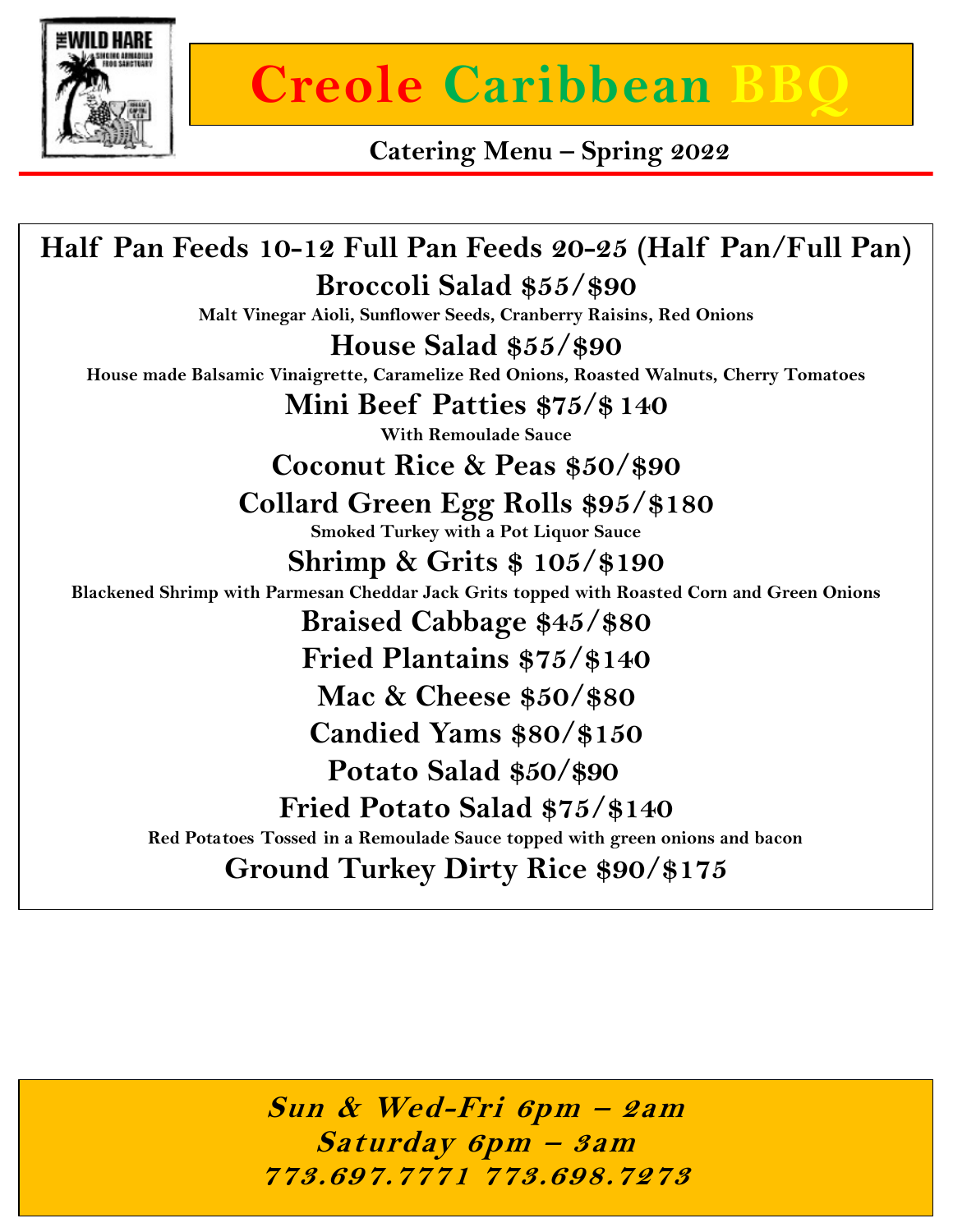# Creole Caribbean BBQ

**Catering Menu – Spring 2022**

## Half Pan Feeds 10-12 Full Pan Feeds 20-25 (Half Pan/Full Pan)

### Broccoli Salad $55/$90

Malt Vinegar Aioli, Sunflower Seeds, Cranberry Raisins, Red Onions

### House Salad $55/$90

House made Balsamic Vinaigrette, Caramelize Red Onions, Roasted Walnuts, Cherry Tomatoes

### Mini Beef Patties $75/$ 140

With Remoulade Sauce

### Coconut Rice & Peas $50/$90

### Collard Green Egg Rolls $95/$180

Smoked Turkey with a Pot Liquor Sauce

### Shrimp & Grits $ 105/$190

Blackened Shrimp with Parmesan Cheddar Jack Grits topped with Roasted Corn and Green Onions

### Braised Cabbage $45/$80

### Fried Plantains $75/$140

### Mac & Cheese $50/$80

### Candied Yams $80/$150

### Potato Salad $50/$90

### Fried Potato Salad $75/$140

Red Potatoes Tossed in a Remoulade Sauce topped with green onions and bacon

### Ground Turkey Dirty Rice $90/$175

***Sun & Wed-Fri 6pm – 2am***
***Saturday 6pm – 3am***
***773.697.7771 773.698.7273***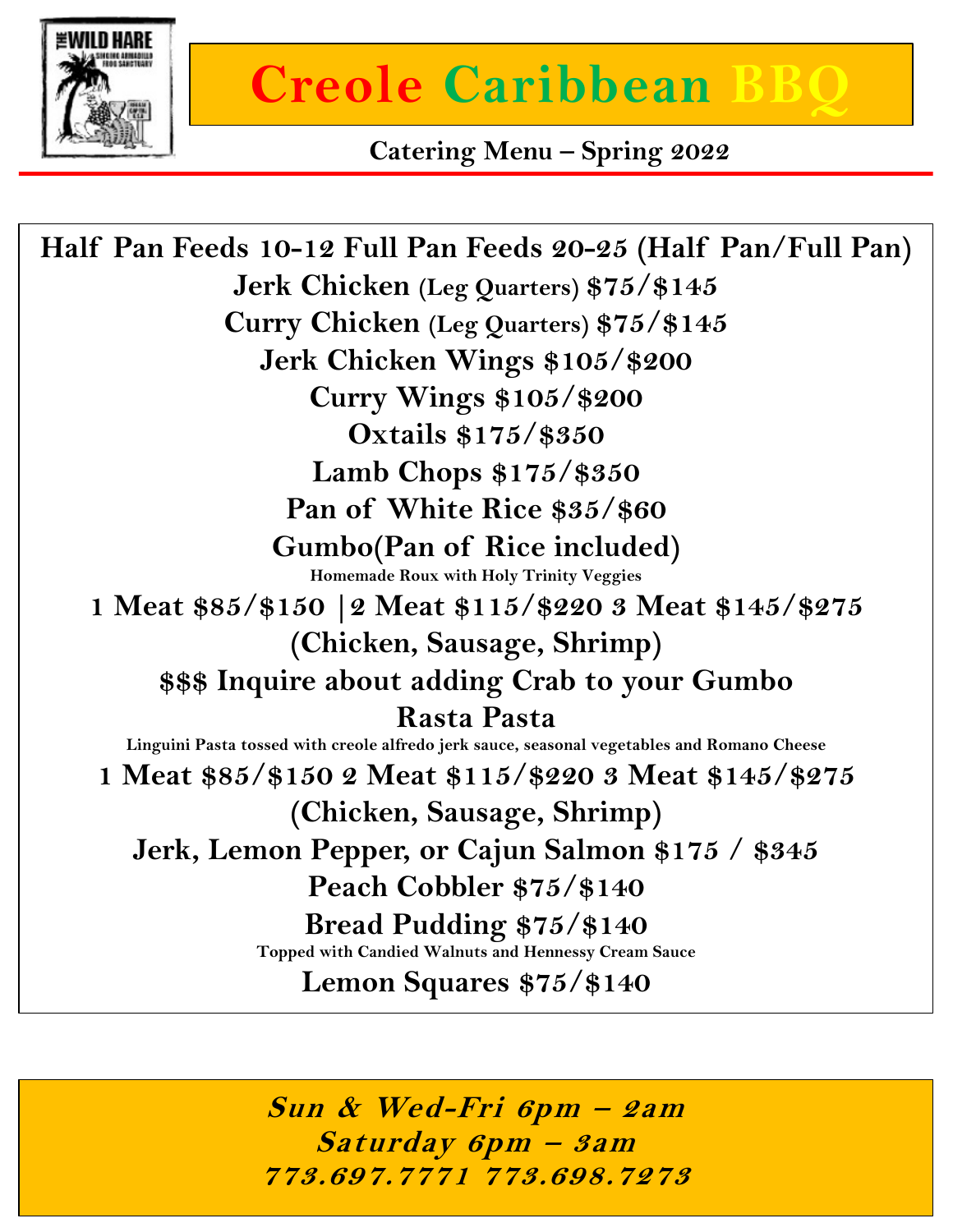# Creole Caribbean BBQ

**Catering Menu – Spring 2022**

**Half Pan Feeds 10-12 Full Pan Feeds 20-25 (Half Pan/Full Pan)**

**Jerk Chicken** (Leg Quarters) **$75/$145**

**Curry Chicken** (Leg Quarters) **$75/$145**

**Jerk Chicken Wings $105/$200**

**Curry Wings $105/$200**

**Oxtails $175/$350**

**Lamb Chops $175/$350**

**Pan of White Rice $35/$60**

**Gumbo(Pan of Rice included)**

Homemade Roux with Holy Trinity Veggies

**1 Meat $85/$150 |2 Meat $115/$220 3 Meat $145/$275**

**(Chicken, Sausage, Shrimp)**

**$$$ Inquire about adding Crab to your Gumbo**

**Rasta Pasta**

Linguini Pasta tossed with creole alfredo jerk sauce, seasonal vegetables and Romano Cheese

**1 Meat $85/$150 2 Meat $115/$220 3 Meat $145/$275**

**(Chicken, Sausage, Shrimp)**

**Jerk, Lemon Pepper, or Cajun Salmon $175 / $345**

**Peach Cobbler $75/$140**

**Bread Pudding $75/$140**

Topped with Candied Walnuts and Hennessy Cream Sauce

**Lemon Squares $75/$140**

***Sun & Wed-Fri 6pm – 2am***

***Saturday 6pm – 3am***

***773.697.7771 773.698.7273***